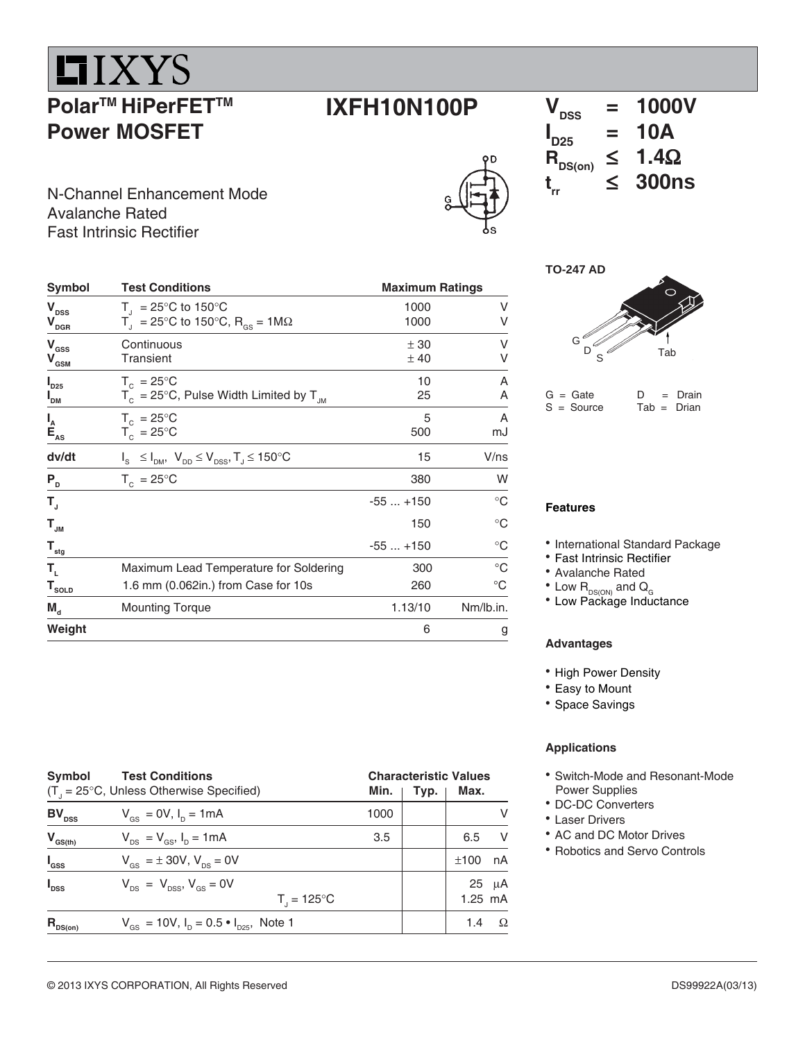# IXYS

## Polar™ HiPerFET™ Power MOSFET

## IXFH10N100P

$V_{DSS}$ = 1000V
$I_{D25}$ = 10A
$R_{DS(on)}$ ≤ 1.4Ω
$t_{rr}$ ≤ 300ns

N-Channel Enhancement Mode
Avalanche Rated
Fast Intrinsic Rectifier

| Symbol | Test Conditions | Maximum Ratings | |
|---|---|---|---|
| $V_{DSS}$ | $T_J$ = 25°C to 150°C | 1000 | V |
| $V_{DGR}$ | $T_J$ = 25°C to 150°C, $R_{GS}$ = 1MΩ | 1000 | V |
| $V_{GSS}$ | Continuous | ± 30 | V |
| $V_{GSM}$ | Transient | ± 40 | V |
| $I_{D25}$ | $T_C$ = 25°C | 10 | A |
| $I_{DM}$ | $T_C$ = 25°C, Pulse Width Limited by $T_{JM}$ | 25 | A |
| $I_A$ | $T_C$ = 25°C | 5 | A |
| $E_{AS}$ | $T_C$ = 25°C | 500 | mJ |
| dv/dt | $I_S \leq I_{DM}$, $V_{DD} \leq V_{DSS}$, $T_J \leq 150°C$ | 15 | V/ns |
| $P_D$ | $T_C$ = 25°C | 380 | W |
| $T_J$ | | -55 ... +150 | °C |
| $T_{JM}$ | | 150 | °C |
| $T_{stg}$ | | -55 ... +150 | °C |
| $T_L$ | Maximum Lead Temperature for Soldering | 300 | °C |
| $T_{SOLD}$ | 1.6 mm (0.062in.) from Case for 10s | 260 | °C |
| $M_d$ | Mounting Torque | 1.13/10 | Nm/lb.in. |
| Weight | | 6 | g |

TO-247 AD

G = Gate D = Drain
S = Source Tab = Drian

### Features

- International Standard Package
- Fast Intrinsic Rectifier
- Avalanche Rated
- Low $R_{DS(ON)}$ and $Q_G$
- Low Package Inductance

### Advantages

- High Power Density
- Easy to Mount
- Space Savings

### Applications

- Switch-Mode and Resonant-Mode Power Supplies
- DC-DC Converters
- Laser Drivers
- AC and DC Motor Drives
- Robotics and Servo Controls

| Symbol | Test Conditions ($T_J$ = 25°C, Unless Otherwise Specified) | Min. | Typ. | Max. | |
|---|---|---|---|---|---|
| $BV_{DSS}$ | $V_{GS}$ = 0V, $I_D$ = 1mA | 1000 | | | V |
| $V_{GS(th)}$ | $V_{DS}$ = $V_{GS}$, $I_D$ = 1mA | 3.5 | | 6.5 | V |
| $I_{GSS}$ | $V_{GS}$ = ± 30V, $V_{DS}$ = 0V | | | ±100 | nA |
| $I_{DSS}$ | $V_{DS}$ = $V_{DSS}$, $V_{GS}$ = 0V | | | 25 | µA |
| | $T_J$ = 125°C | | | 1.25 | mA |
| $R_{DS(on)}$ | $V_{GS}$ = 10V, $I_D$ = 0.5 • $I_{D25}$, Note 1 | | | 1.4 | Ω |

© 2013 IXYS CORPORATION, All Rights Reserved DS99922A(03/13)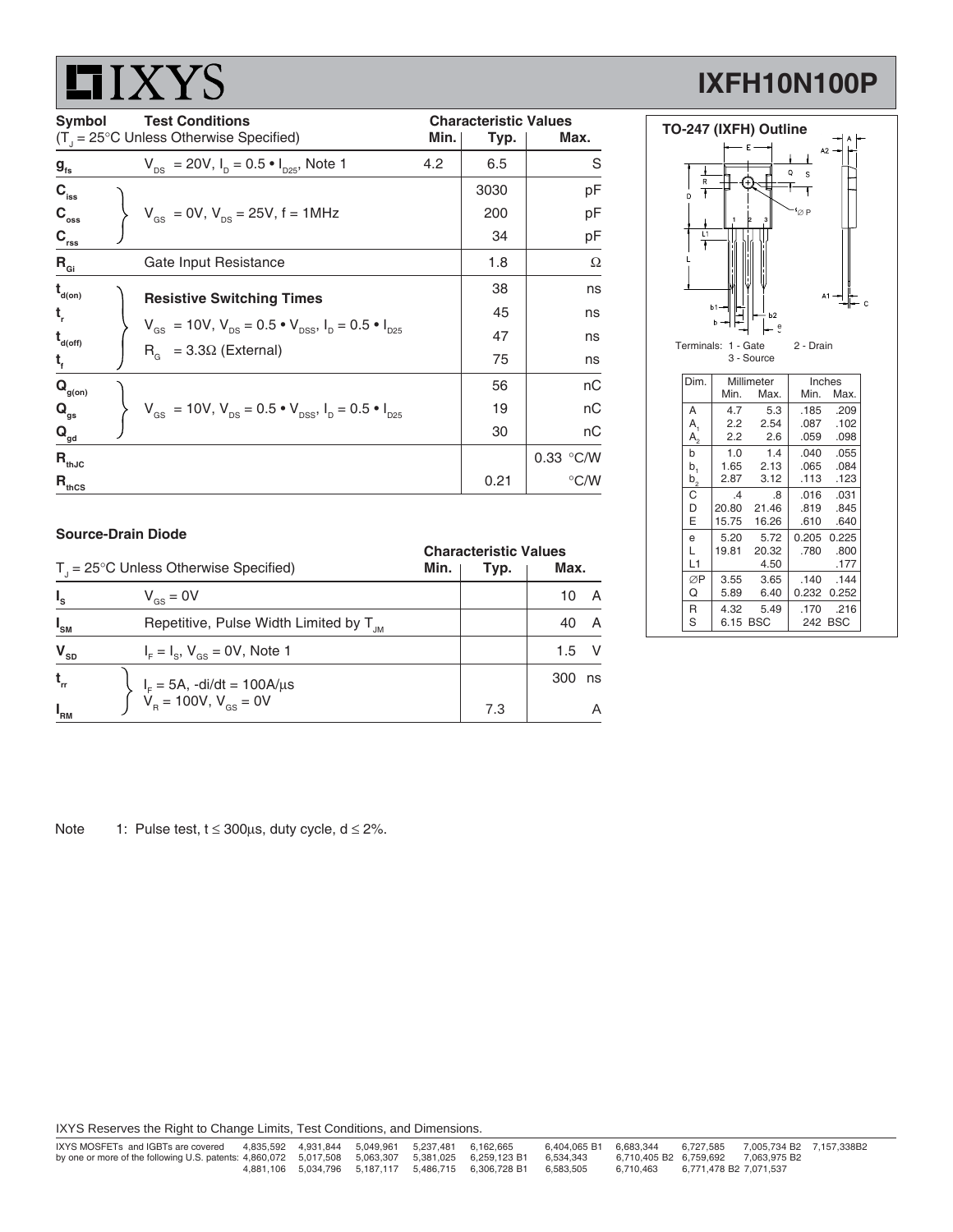# IXYS

## IXFH10N100P

| Symbol | Test Conditions ($T_J$ = 25°C Unless Otherwise Specified) | Min. | Typ. | Max. | |
|---|---|---|---|---|---|
| $g_{fs}$ | $V_{DS}$ = 20V, $I_D = 0.5 \bullet I_{D25}$, Note 1 | 4.2 | 6.5 | | S |
| $C_{iss}$ | $V_{GS}$ = 0V, $V_{DS}$ = 25V, f = 1MHz | | 3030 | | pF |
| $C_{oss}$ | | | 200 | | pF |
| $C_{rss}$ | | | 34 | | pF |
| $R_{Gi}$ | Gate Input Resistance | | 1.8 | | Ω |
| $t_{d(on)}$ | **Resistive Switching Times** $V_{GS}$ = 10V, $V_{DS} = 0.5 \bullet V_{DSS}$, $I_D = 0.5 \bullet I_{D25}$, $R_G$ = 3.3Ω (External) | | 38 | | ns |
| $t_r$ | | | 45 | | ns |
| $t_{d(off)}$ | | | 47 | | ns |
| $t_f$ | | | 75 | | ns |
| $Q_{g(on)}$ | $V_{GS}$ = 10V, $V_{DS} = 0.5 \bullet V_{DSS}$, $I_D = 0.5 \bullet I_{D25}$ | | 56 | | nC |
| $Q_{gs}$ | | | 19 | | nC |
| $Q_{gd}$ | | | 30 | | nC |
| $R_{thJC}$ | | | | 0.33 | °C/W |
| $R_{thCS}$ | | | 0.21 | | °C/W |

### Source-Drain Diode

| Symbol | Test Conditions ($T_J$ = 25°C Unless Otherwise Specified) | Min. | Typ. | Max. | |
|---|---|---|---|---|---|
| $I_S$ | $V_{GS}$ = 0V | | | 10 | A |
| $I_{SM}$ | Repetitive, Pulse Width Limited by $T_{JM}$ | | | 40 | A |
| $V_{SD}$ | $I_F = I_S$, $V_{GS}$ = 0V, Note 1 | | | 1.5 | V |
| $t_{rr}$ | $I_F$ = 5A, -di/dt = 100A/μs, $V_R$ = 100V, $V_{GS}$ = 0V | | | 300 | ns |
| $I_{RM}$ | | | 7.3 | | A |

Note 1: Pulse test, t ≤ 300μs, duty cycle, d ≤ 2%.

### TO-247 (IXFH) Outline

Terminals: 1 - Gate 2 - Drain 3 - Source

| Dim. | Millimeter Min. | Millimeter Max. | Inches Min. | Inches Max. |
|---|---|---|---|---|
| A | 4.7 | 5.3 | .185 | .209 |
| $A_1$ | 2.2 | 2.54 | .087 | .102 |
| $A_2$ | 2.2 | 2.6 | .059 | .098 |
| b | 1.0 | 1.4 | .040 | .055 |
| $b_1$ | 1.65 | 2.13 | .065 | .084 |
| $b_2$ | 2.87 | 3.12 | .113 | .123 |
| C | .4 | .8 | .016 | .031 |
| D | 20.80 | 21.46 | .819 | .845 |
| E | 15.75 | 16.26 | .610 | .640 |
| e | 5.20 | 5.72 | 0.205 | 0.225 |
| L | 19.81 | 20.32 | .780 | .800 |
| L1 | | 4.50 | | .177 |
| ∅P | 3.55 | 3.65 | .140 | .144 |
| Q | 5.89 | 6.40 | 0.232 | 0.252 |
| R | 4.32 | 5.49 | .170 | .216 |
| S | 6.15 BSC | | 242 BSC | |

IXYS Reserves the Right to Change Limits, Test Conditions, and Dimensions.

IXYS MOSFETs and IGBTs are covered by one or more of the following U.S. patents: 4,835,592 4,931,844 5,049,961 5,237,481 6,162,665 6,404,065 B1 6,683,344 6,727,585 7,005,734 B2 7,157,338B2 4,860,072 5,017,508 5,063,307 5,381,025 6,259,123 B1 6,534,343 6,710,405 B2 6,759,692 7,063,975 B2 4,881,106 5,034,796 5,187,117 5,486,715 6,306,728 B1 6,583,505 6,710,463 6,771,478 B2 7,071,537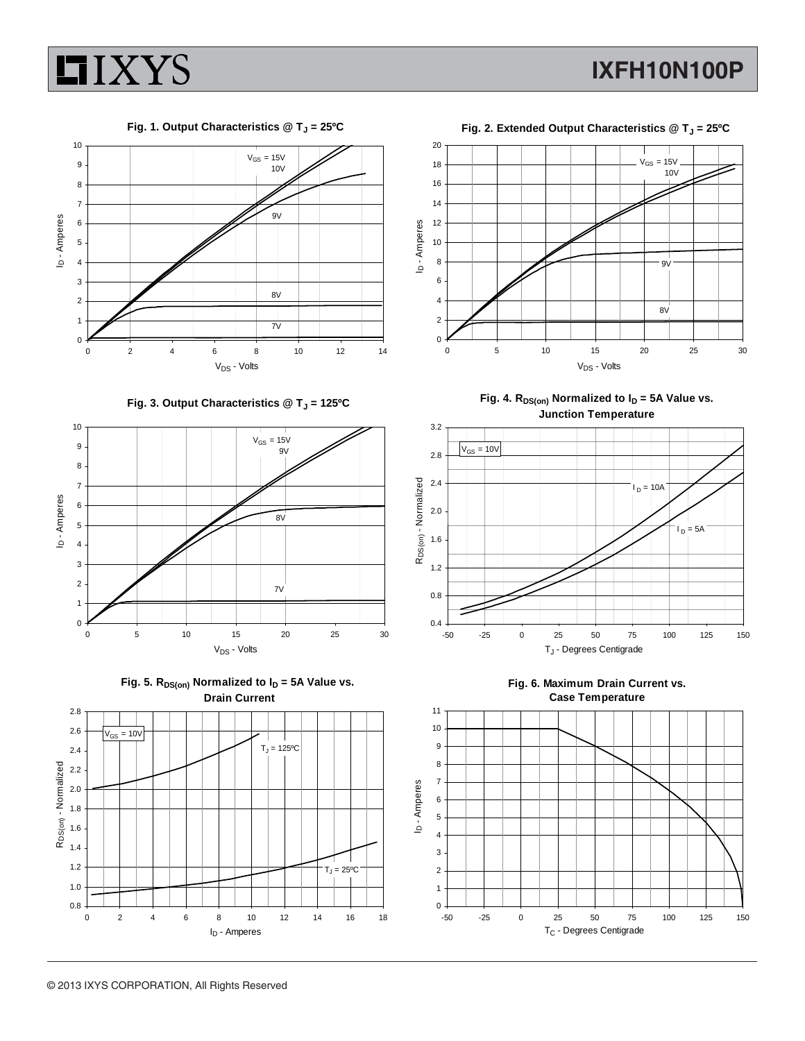**Fig. 1. Output Characteristics @ $T_J$ = 25ºC**

$V_{GS}$ = 15V, 10V, 9V, 8V, 7V

$I_D$ - Amperes vs. $V_{DS}$ - Volts

**Fig. 2. Extended Output Characteristics @ $T_J$ = 25ºC**

$V_{GS}$ = 15V, 10V, 9V, 8V

$I_D$ - Amperes vs. $V_{DS}$ - Volts

**Fig. 3. Output Characteristics @ $T_J$ = 125ºC**

$V_{GS}$ = 15V, 9V, 8V, 7V

$I_D$ - Amperes vs. $V_{DS}$ - Volts

**Fig. 4. $R_{DS(on)}$ Normalized to $I_D$ = 5A Value vs. Junction Temperature**

$V_{GS}$ = 10V; $I_D$ = 10A; $I_D$ = 5A

$R_{DS(on)}$ - Normalized vs. $T_J$ - Degrees Centigrade

**Fig. 5. $R_{DS(on)}$ Normalized to $I_D$ = 5A Value vs. Drain Current**

$V_{GS}$ = 10V; $T_J$ = 125ºC; $T_J$ = 25ºC

$R_{DS(on)}$ - Normalized vs. $I_D$ - Amperes

**Fig. 6. Maximum Drain Current vs. Case Temperature**

$I_D$ - Amperes vs. $T_C$ - Degrees Centigrade

© 2013 IXYS CORPORATION, All Rights Reserved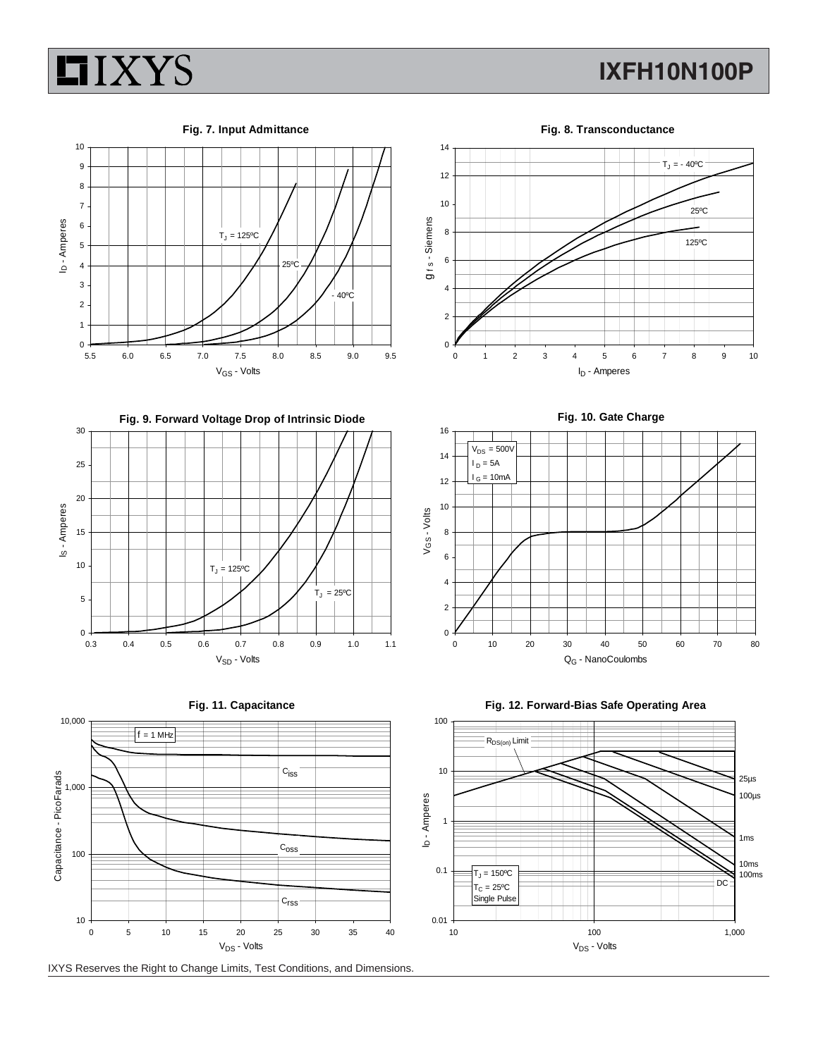Fig. 7. Input Admittance

Fig. 8. Transconductance

Fig. 9. Forward Voltage Drop of Intrinsic Diode

Fig. 10. Gate Charge

Fig. 11. Capacitance

Fig. 12. Forward-Bias Safe Operating Area

IXYS Reserves the Right to Change Limits, Test Conditions, and Dimensions.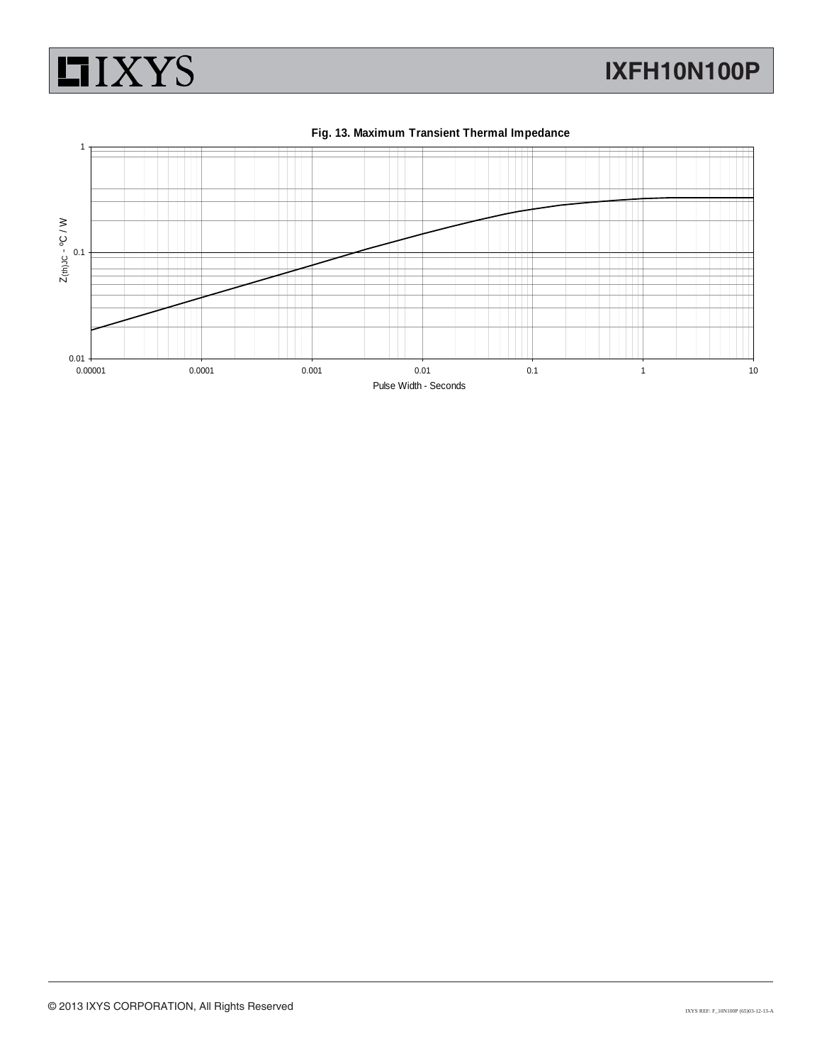**Fig. 13. Maximum Transient Thermal Impedance**

© 2013 IXYS CORPORATION, All Rights Reserved

IXYS REF: F_10N100P (65)03-12-13-A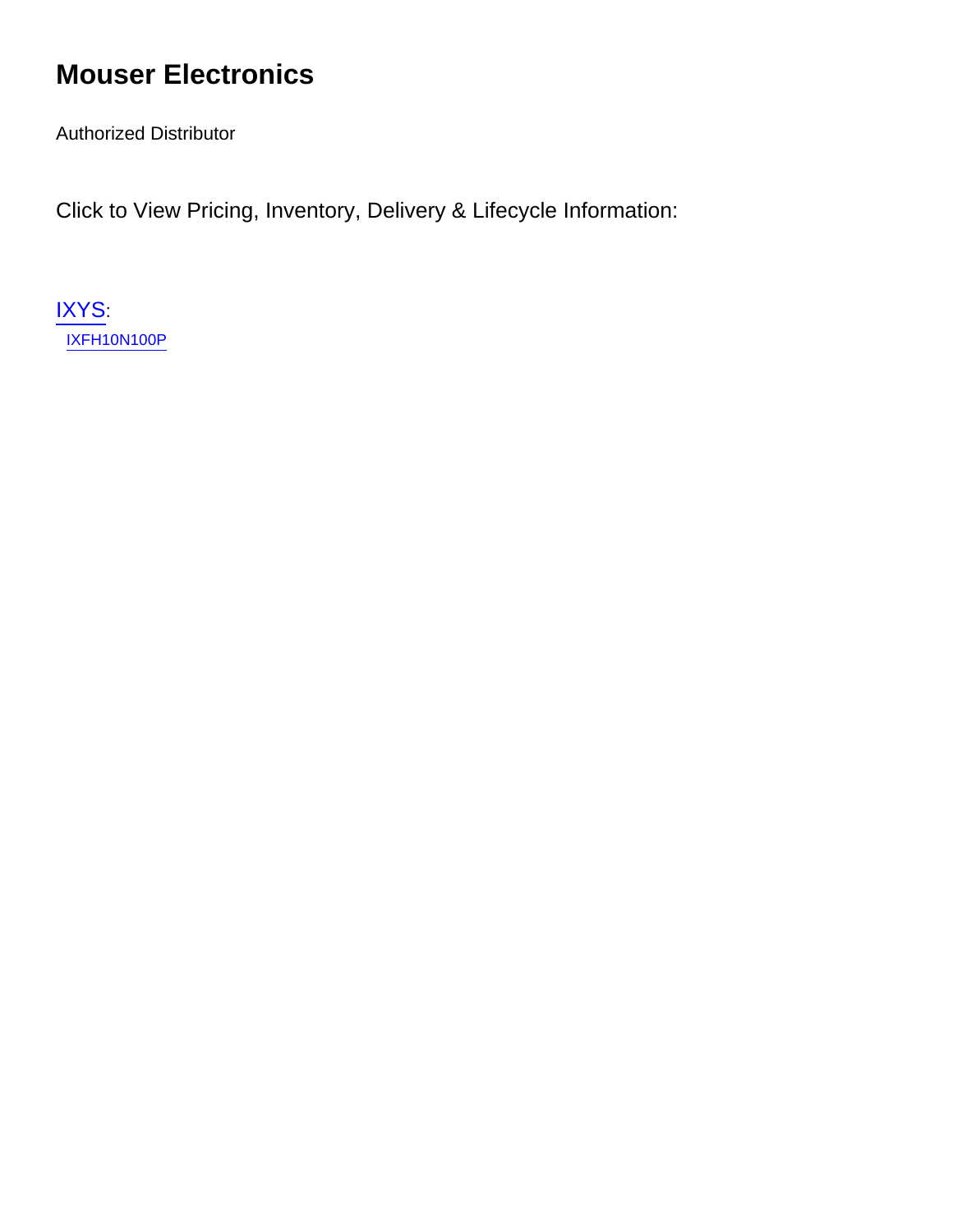# Mouser Electronics

Authorized Distributor

Click to View Pricing, Inventory, Delivery & Lifecycle Information:

IXYS:

IXFH10N100P